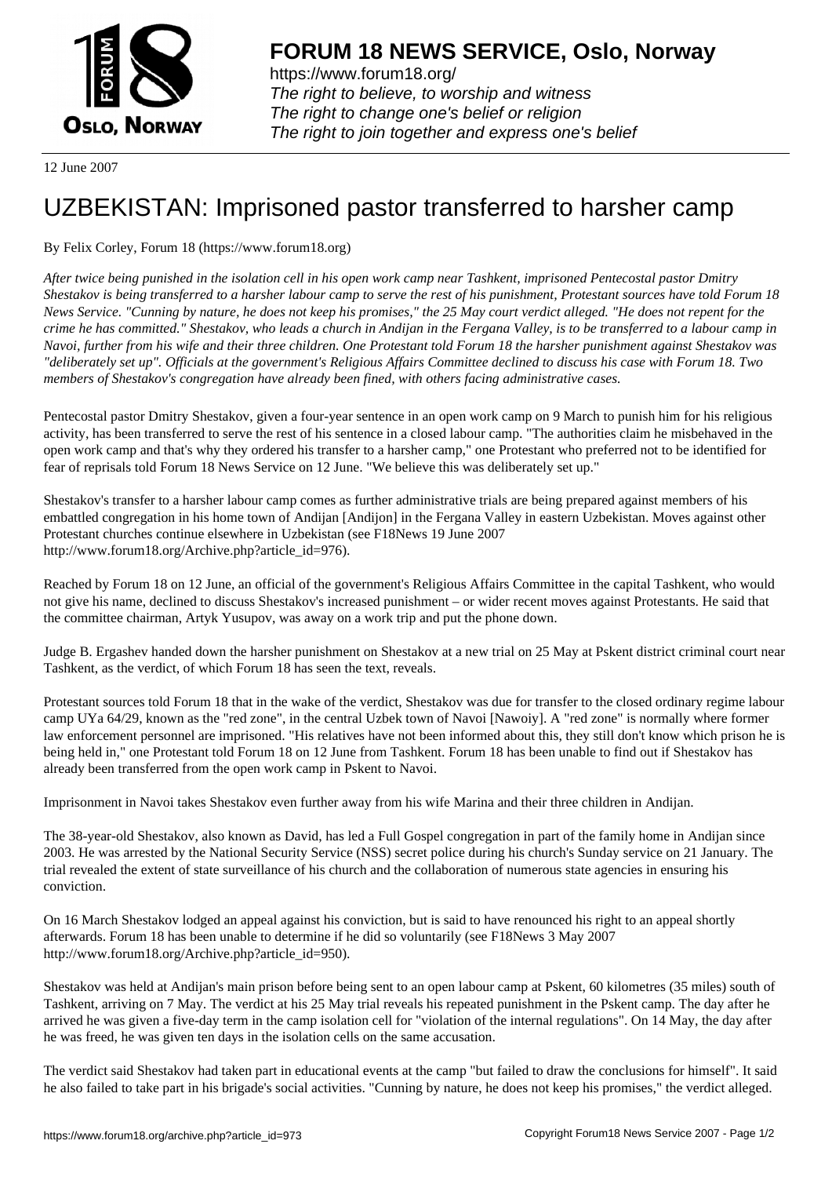# FORUM 18 NEWS SERVICE, Oslo, Norway

https://www.forum18.org/
*The right to believe, to worship and witness*
*The right to change one's belief or religion*
*The right to join together and express one's belief*

12 June 2007

# UZBEKISTAN: Imprisoned pastor transferred to harsher camp

By Felix Corley, Forum 18 (https://www.forum18.org)

*After twice being punished in the isolation cell in his open work camp near Tashkent, imprisoned Pentecostal pastor Dmitry Shestakov is being transferred to a harsher labour camp to serve the rest of his punishment, Protestant sources have told Forum 18 News Service. "Cunning by nature, he does not keep his promises," the 25 May court verdict alleged. "He does not repent for the crime he has committed." Shestakov, who leads a church in Andijan in the Fergana Valley, is to be transferred to a labour camp in Navoi, further from his wife and their three children. One Protestant told Forum 18 the harsher punishment against Shestakov was "deliberately set up". Officials at the government's Religious Affairs Committee declined to discuss his case with Forum 18. Two members of Shestakov's congregation have already been fined, with others facing administrative cases.*

Pentecostal pastor Dmitry Shestakov, given a four-year sentence in an open work camp on 9 March to punish him for his religious activity, has been transferred to serve the rest of his sentence in a closed labour camp. "The authorities claim he misbehaved in the open work camp and that's why they ordered his transfer to a harsher camp," one Protestant who preferred not to be identified for fear of reprisals told Forum 18 News Service on 12 June. "We believe this was deliberately set up."

Shestakov's transfer to a harsher labour camp comes as further administrative trials are being prepared against members of his embattled congregation in his home town of Andijan [Andijon] in the Fergana Valley in eastern Uzbekistan. Moves against other Protestant churches continue elsewhere in Uzbekistan (see F18News 19 June 2007 http://www.forum18.org/Archive.php?article_id=976).

Reached by Forum 18 on 12 June, an official of the government's Religious Affairs Committee in the capital Tashkent, who would not give his name, declined to discuss Shestakov's increased punishment – or wider recent moves against Protestants. He said that the committee chairman, Artyk Yusupov, was away on a work trip and put the phone down.

Judge B. Ergashev handed down the harsher punishment on Shestakov at a new trial on 25 May at Pskent district criminal court near Tashkent, as the verdict, of which Forum 18 has seen the text, reveals.

Protestant sources told Forum 18 that in the wake of the verdict, Shestakov was due for transfer to the closed ordinary regime labour camp UYa 64/29, known as the "red zone", in the central Uzbek town of Navoi [Nawoiy]. A "red zone" is normally where former law enforcement personnel are imprisoned. "His relatives have not been informed about this, they still don't know which prison he is being held in," one Protestant told Forum 18 on 12 June from Tashkent. Forum 18 has been unable to find out if Shestakov has already been transferred from the open work camp in Pskent to Navoi.

Imprisonment in Navoi takes Shestakov even further away from his wife Marina and their three children in Andijan.

The 38-year-old Shestakov, also known as David, has led a Full Gospel congregation in part of the family home in Andijan since 2003. He was arrested by the National Security Service (NSS) secret police during his church's Sunday service on 21 January. The trial revealed the extent of state surveillance of his church and the collaboration of numerous state agencies in ensuring his conviction.

On 16 March Shestakov lodged an appeal against his conviction, but is said to have renounced his right to an appeal shortly afterwards. Forum 18 has been unable to determine if he did so voluntarily (see F18News 3 May 2007 http://www.forum18.org/Archive.php?article_id=950).

Shestakov was held at Andijan's main prison before being sent to an open labour camp at Pskent, 60 kilometres (35 miles) south of Tashkent, arriving on 7 May. The verdict at his 25 May trial reveals his repeated punishment in the Pskent camp. The day after he arrived he was given a five-day term in the camp isolation cell for "violation of the internal regulations". On 14 May, the day after he was freed, he was given ten days in the isolation cells on the same accusation.

The verdict said Shestakov had taken part in educational events at the camp "but failed to draw the conclusions for himself". It said he also failed to take part in his brigade's social activities. "Cunning by nature, he does not keep his promises," the verdict alleged.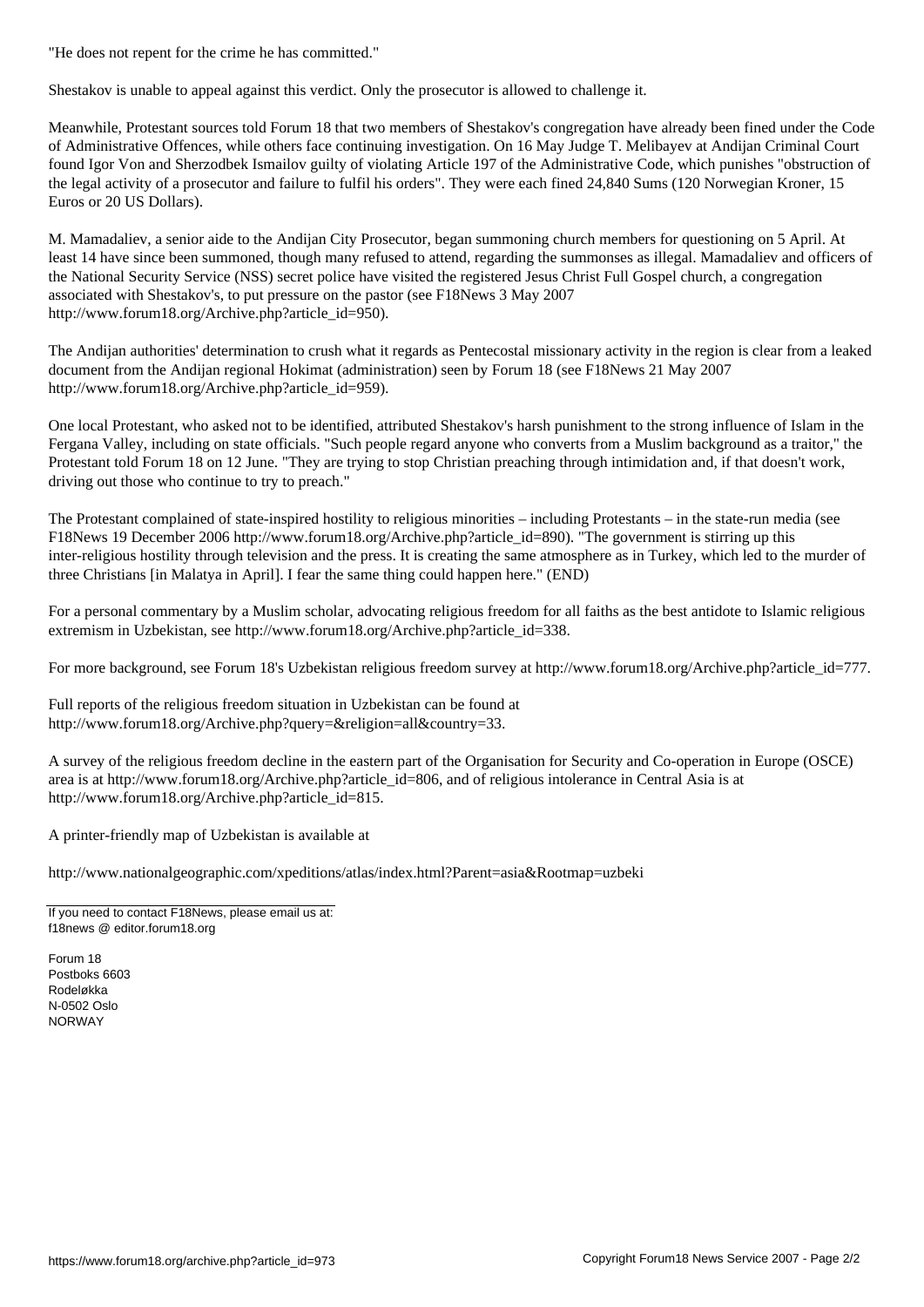"He does not repent for the crime he has committed."

Shestakov is unable to appeal against this verdict. Only the prosecutor is allowed to challenge it.

Meanwhile, Protestant sources told Forum 18 that two members of Shestakov's congregation have already been fined under the Code of Administrative Offences, while others face continuing investigation. On 16 May Judge T. Melibayev at Andijan Criminal Court found Igor Von and Sherzodbek Ismailov guilty of violating Article 197 of the Administrative Code, which punishes "obstruction of the legal activity of a prosecutor and failure to fulfil his orders". They were each fined 24,840 Sums (120 Norwegian Kroner, 15 Euros or 20 US Dollars).

M. Mamadaliev, a senior aide to the Andijan City Prosecutor, began summoning church members for questioning on 5 April. At least 14 have since been summoned, though many refused to attend, regarding the summonses as illegal. Mamadaliev and officers of the National Security Service (NSS) secret police have visited the registered Jesus Christ Full Gospel church, a congregation associated with Shestakov's, to put pressure on the pastor (see F18News 3 May 2007 http://www.forum18.org/Archive.php?article_id=950).

The Andijan authorities' determination to crush what it regards as Pentecostal missionary activity in the region is clear from a leaked document from the Andijan regional Hokimat (administration) seen by Forum 18 (see F18News 21 May 2007 http://www.forum18.org/Archive.php?article_id=959).

One local Protestant, who asked not to be identified, attributed Shestakov's harsh punishment to the strong influence of Islam in the Fergana Valley, including on state officials. "Such people regard anyone who converts from a Muslim background as a traitor," the Protestant told Forum 18 on 12 June. "They are trying to stop Christian preaching through intimidation and, if that doesn't work, driving out those who continue to try to preach."

The Protestant complained of state-inspired hostility to religious minorities – including Protestants – in the state-run media (see F18News 19 December 2006 http://www.forum18.org/Archive.php?article_id=890). "The government is stirring up this inter-religious hostility through television and the press. It is creating the same atmosphere as in Turkey, which led to the murder of three Christians [in Malatya in April]. I fear the same thing could happen here." (END)

For a personal commentary by a Muslim scholar, advocating religious freedom for all faiths as the best antidote to Islamic religious extremism in Uzbekistan, see http://www.forum18.org/Archive.php?article_id=338.

For more background, see Forum 18's Uzbekistan religious freedom survey at http://www.forum18.org/Archive.php?article_id=777.

Full reports of the religious freedom situation in Uzbekistan can be found at http://www.forum18.org/Archive.php?query=&religion=all&country=33.

A survey of the religious freedom decline in the eastern part of the Organisation for Security and Co-operation in Europe (OSCE) area is at http://www.forum18.org/Archive.php?article_id=806, and of religious intolerance in Central Asia is at http://www.forum18.org/Archive.php?article_id=815.

A printer-friendly map of Uzbekistan is available at

http://www.nationalgeographic.com/xpeditions/atlas/index.html?Parent=asia&Rootmap=uzbeki

---

If you need to contact F18News, please email us at:
f18news @ editor.forum18.org

Forum 18
Postboks 6603
Rodeløkka
N-0502 Oslo
NORWAY